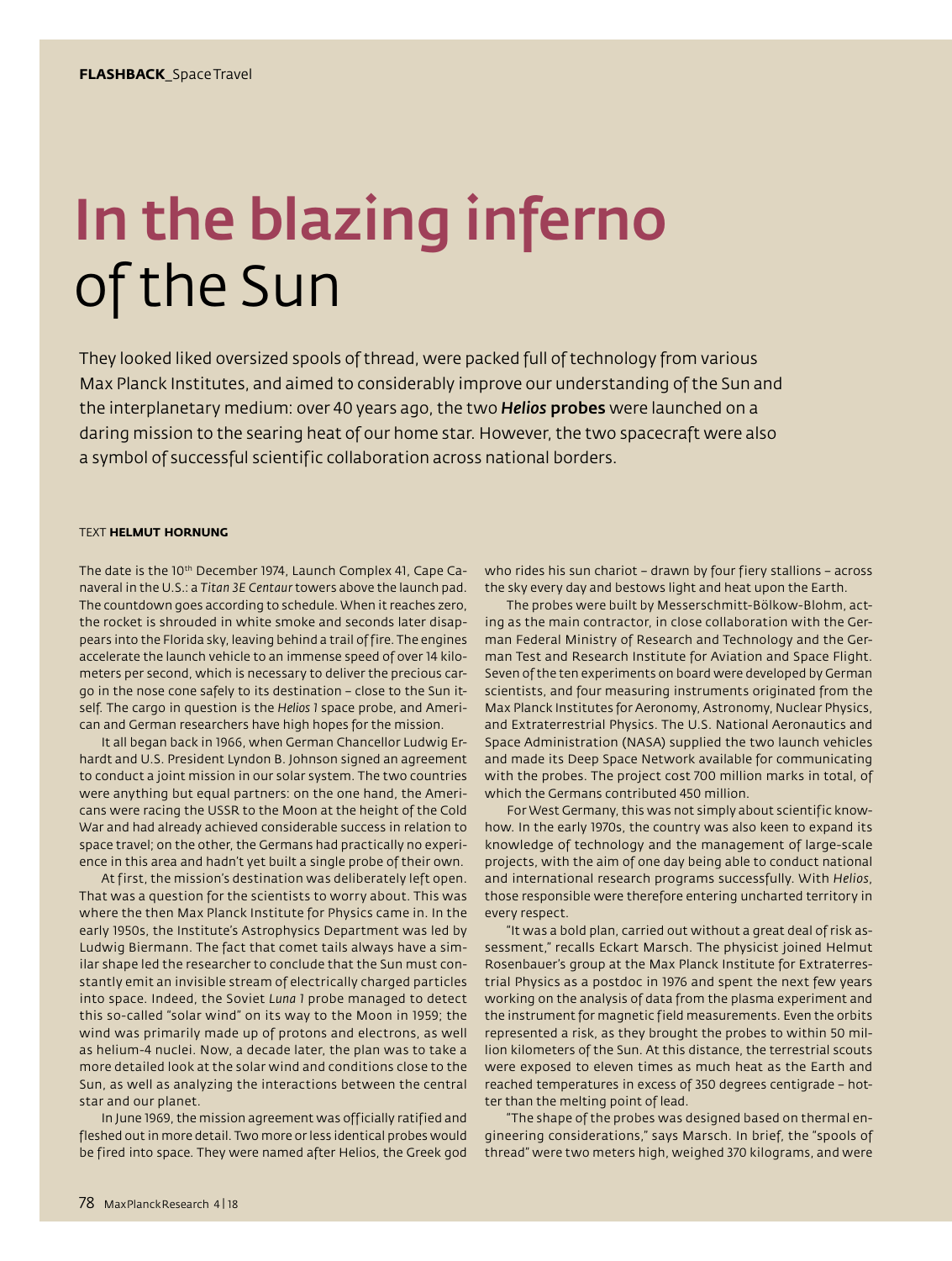**FLASHBACK**_Space Travel

# In the blazing inferno of the Sun

They looked liked oversized spools of thread, were packed full of technology from various Max Planck Institutes, and aimed to considerably improve our understanding of the Sun and the interplanetary medium: over 40 years ago, the two ***Helios* probes** were launched on a daring mission to the searing heat of our home star. However, the two spacecraft were also a symbol of successful scientific collaboration across national borders.

TEXT **HELMUT HORNUNG**

The date is the 10th December 1974, Launch Complex 41, Cape Canaveral in the U.S.: a *Titan 3E Centaur* towers above the launch pad. The countdown goes according to schedule. When it reaches zero, the rocket is shrouded in white smoke and seconds later disappears into the Florida sky, leaving behind a trail of fire. The engines accelerate the launch vehicle to an immense speed of over 14 kilometers per second, which is necessary to deliver the precious cargo in the nose cone safely to its destination – close to the Sun itself. The cargo in question is the *Helios 1* space probe, and American and German researchers have high hopes for the mission.

It all began back in 1966, when German Chancellor Ludwig Erhardt and U.S. President Lyndon B. Johnson signed an agreement to conduct a joint mission in our solar system. The two countries were anything but equal partners: on the one hand, the Americans were racing the USSR to the Moon at the height of the Cold War and had already achieved considerable success in relation to space travel; on the other, the Germans had practically no experience in this area and hadn't yet built a single probe of their own.

At first, the mission's destination was deliberately left open. That was a question for the scientists to worry about. This was where the then Max Planck Institute for Physics came in. In the early 1950s, the Institute's Astrophysics Department was led by Ludwig Biermann. The fact that comet tails always have a similar shape led the researcher to conclude that the Sun must constantly emit an invisible stream of electrically charged particles into space. Indeed, the Soviet *Luna 1* probe managed to detect this so-called "solar wind" on its way to the Moon in 1959; the wind was primarily made up of protons and electrons, as well as helium-4 nuclei. Now, a decade later, the plan was to take a more detailed look at the solar wind and conditions close to the Sun, as well as analyzing the interactions between the central star and our planet.

In June 1969, the mission agreement was officially ratified and fleshed out in more detail. Two more or less identical probes would be fired into space. They were named after Helios, the Greek god who rides his sun chariot – drawn by four fiery stallions – across the sky every day and bestows light and heat upon the Earth.

The probes were built by Messerschmitt-Bölkow-Blohm, acting as the main contractor, in close collaboration with the German Federal Ministry of Research and Technology and the German Test and Research Institute for Aviation and Space Flight. Seven of the ten experiments on board were developed by German scientists, and four measuring instruments originated from the Max Planck Institutes for Aeronomy, Astronomy, Nuclear Physics, and Extraterrestrial Physics. The U.S. National Aeronautics and Space Administration (NASA) supplied the two launch vehicles and made its Deep Space Network available for communicating with the probes. The project cost 700 million marks in total, of which the Germans contributed 450 million.

For West Germany, this was not simply about scientific know-how. In the early 1970s, the country was also keen to expand its knowledge of technology and the management of large-scale projects, with the aim of one day being able to conduct national and international research programs successfully. With *Helios*, those responsible were therefore entering uncharted territory in every respect.

"It was a bold plan, carried out without a great deal of risk assessment," recalls Eckart Marsch. The physicist joined Helmut Rosenbauer's group at the Max Planck Institute for Extraterrestrial Physics as a postdoc in 1976 and spent the next few years working on the analysis of data from the plasma experiment and the instrument for magnetic field measurements. Even the orbits represented a risk, as they brought the probes to within 50 million kilometers of the Sun. At this distance, the terrestrial scouts were exposed to eleven times as much heat as the Earth and reached temperatures in excess of 350 degrees centigrade – hotter than the melting point of lead.

"The shape of the probes was designed based on thermal engineering considerations," says Marsch. In brief, the "spools of thread" were two meters high, weighed 370 kilograms, and were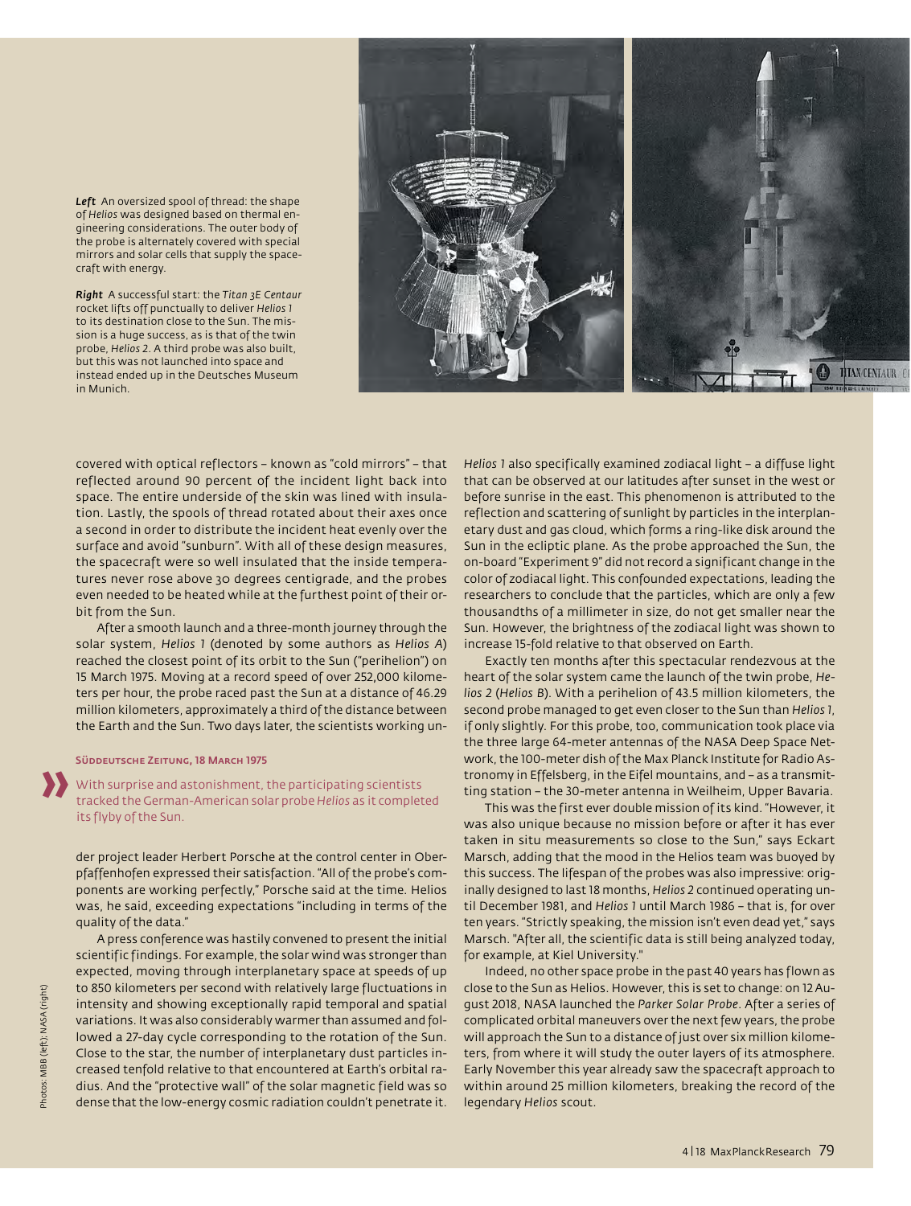*Left* An oversized spool of thread: the shape of *Helios* was designed based on thermal engineering considerations. The outer body of the probe is alternately covered with special mirrors and solar cells that supply the spacecraft with energy.

*Right* A successful start: the *Titan 3E Centaur* rocket lifts off punctually to deliver *Helios 1* to its destination close to the Sun. The mission is a huge success, as is that of the twin probe, *Helios 2*. A third probe was also built, but this was not launched into space and instead ended up in the Deutsches Museum in Munich.

covered with optical reflectors – known as "cold mirrors" – that reflected around 90 percent of the incident light back into space. The entire underside of the skin was lined with insulation. Lastly, the spools of thread rotated about their axes once a second in order to distribute the incident heat evenly over the surface and avoid "sunburn". With all of these design measures, the spacecraft were so well insulated that the inside temperatures never rose above 30 degrees centigrade, and the probes even needed to be heated while at the furthest point of their orbit from the Sun.

After a smooth launch and a three-month journey through the solar system, *Helios 1* (denoted by some authors as *Helios A*) reached the closest point of its orbit to the Sun ("perihelion") on 15 March 1975. Moving at a record speed of over 252,000 kilometers per hour, the probe raced past the Sun at a distance of 46.29 million kilometers, approximately a third of the distance between the Earth and the Sun. Two days later, the scientists working under project leader Herbert Porsche at the control center in Oberpfaffenhofen expressed their satisfaction. "All of the probe's components are working perfectly," Porsche said at the time. Helios was, he said, exceeding expectations "including in terms of the quality of the data."

**Süddeutsche Zeitung, 18 March 1975**

» With surprise and astonishment, the participating scientists tracked the German-American solar probe *Helios* as it completed its flyby of the Sun.

A press conference was hastily convened to present the initial scientific findings. For example, the solar wind was stronger than expected, moving through interplanetary space at speeds of up to 850 kilometers per second with relatively large fluctuations in intensity and showing exceptionally rapid temporal and spatial variations. It was also considerably warmer than assumed and followed a 27-day cycle corresponding to the rotation of the Sun. Close to the star, the number of interplanetary dust particles increased tenfold relative to that encountered at Earth's orbital radius. And the "protective wall" of the solar magnetic field was so dense that the low-energy cosmic radiation couldn't penetrate it.

*Helios 1* also specifically examined zodiacal light – a diffuse light that can be observed at our latitudes after sunset in the west or before sunrise in the east. This phenomenon is attributed to the reflection and scattering of sunlight by particles in the interplanetary dust and gas cloud, which forms a ring-like disk around the Sun in the ecliptic plane. As the probe approached the Sun, the on-board "Experiment 9" did not record a significant change in the color of zodiacal light. This confounded expectations, leading the researchers to conclude that the particles, which are only a few thousandths of a millimeter in size, do not get smaller near the Sun. However, the brightness of the zodiacal light was shown to increase 15-fold relative to that observed on Earth.

Exactly ten months after this spectacular rendezvous at the heart of the solar system came the launch of the twin probe, *Helios 2* (*Helios B*). With a perihelion of 43.5 million kilometers, the second probe managed to get even closer to the Sun than *Helios 1*, if only slightly. For this probe, too, communication took place via the three large 64-meter antennas of the NASA Deep Space Network, the 100-meter dish of the Max Planck Institute for Radio Astronomy in Effelsberg, in the Eifel mountains, and – as a transmitting station – the 30-meter antenna in Weilheim, Upper Bavaria.

This was the first ever double mission of its kind. "However, it was also unique because no mission before or after it has ever taken in situ measurements so close to the Sun," says Eckart Marsch, adding that the mood in the Helios team was buoyed by this success. The lifespan of the probes was also impressive: originally designed to last 18 months, *Helios 2* continued operating until December 1981, and *Helios 1* until March 1986 – that is, for over ten years. "Strictly speaking, the mission isn't even dead yet," says Marsch. "After all, the scientific data is still being analyzed today, for example, at Kiel University."

Indeed, no other space probe in the past 40 years has flown as close to the Sun as Helios. However, this is set to change: on 12 August 2018, NASA launched the *Parker Solar Probe*. After a series of complicated orbital maneuvers over the next few years, the probe will approach the Sun to a distance of just over six million kilometers, from where it will study the outer layers of its atmosphere. Early November this year already saw the spacecraft approach to within around 25 million kilometers, breaking the record of the legendary *Helios* scout.

Photos: MBB (left); NASA (right)